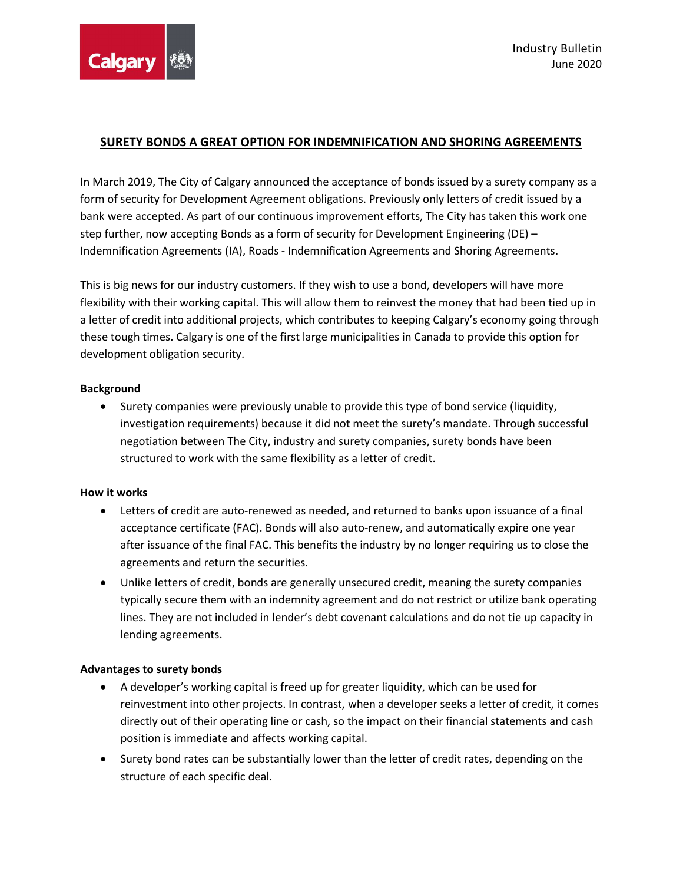Industry Bulletin
June 2020

# SURETY BONDS A GREAT OPTION FOR INDEMNIFICATION AND SHORING AGREEMENTS

In March 2019, The City of Calgary announced the acceptance of bonds issued by a surety company as a form of security for Development Agreement obligations. Previously only letters of credit issued by a bank were accepted. As part of our continuous improvement efforts, The City has taken this work one step further, now accepting Bonds as a form of security for Development Engineering (DE) – Indemnification Agreements (IA), Roads - Indemnification Agreements and Shoring Agreements.

This is big news for our industry customers. If they wish to use a bond, developers will have more flexibility with their working capital. This will allow them to reinvest the money that had been tied up in a letter of credit into additional projects, which contributes to keeping Calgary's economy going through these tough times. Calgary is one of the first large municipalities in Canada to provide this option for development obligation security.

**Background**

- Surety companies were previously unable to provide this type of bond service (liquidity, investigation requirements) because it did not meet the surety's mandate. Through successful negotiation between The City, industry and surety companies, surety bonds have been structured to work with the same flexibility as a letter of credit.

**How it works**

- Letters of credit are auto-renewed as needed, and returned to banks upon issuance of a final acceptance certificate (FAC). Bonds will also auto-renew, and automatically expire one year after issuance of the final FAC. This benefits the industry by no longer requiring us to close the agreements and return the securities.
- Unlike letters of credit, bonds are generally unsecured credit, meaning the surety companies typically secure them with an indemnity agreement and do not restrict or utilize bank operating lines. They are not included in lender's debt covenant calculations and do not tie up capacity in lending agreements.

**Advantages to surety bonds**

- A developer's working capital is freed up for greater liquidity, which can be used for reinvestment into other projects. In contrast, when a developer seeks a letter of credit, it comes directly out of their operating line or cash, so the impact on their financial statements and cash position is immediate and affects working capital.
- Surety bond rates can be substantially lower than the letter of credit rates, depending on the structure of each specific deal.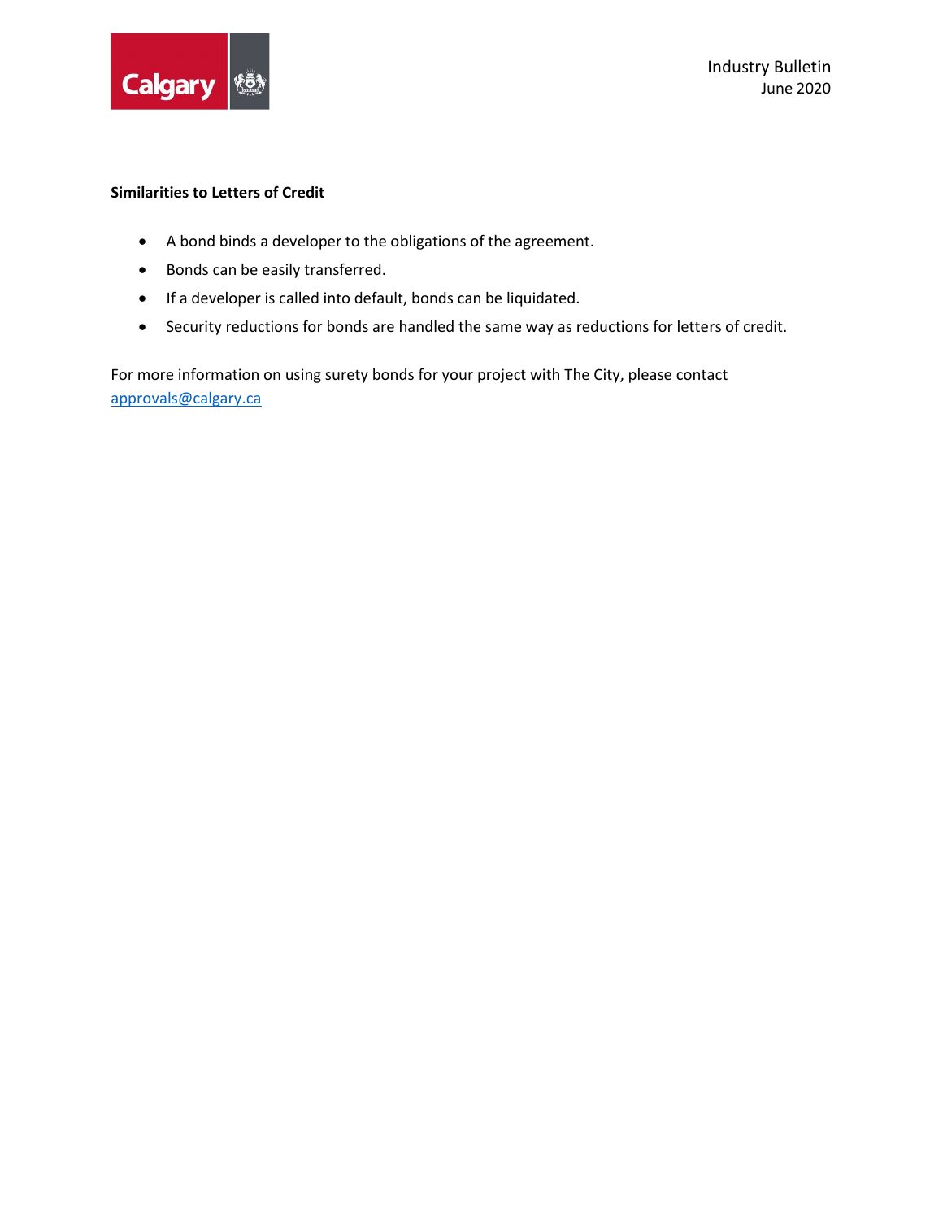**Similarities to Letters of Credit**

- A bond binds a developer to the obligations of the agreement.
- Bonds can be easily transferred.
- If a developer is called into default, bonds can be liquidated.
- Security reductions for bonds are handled the same way as reductions for letters of credit.

For more information on using surety bonds for your project with The City, please contact [approvals@calgary.ca](mailto:approvals@calgary.ca)